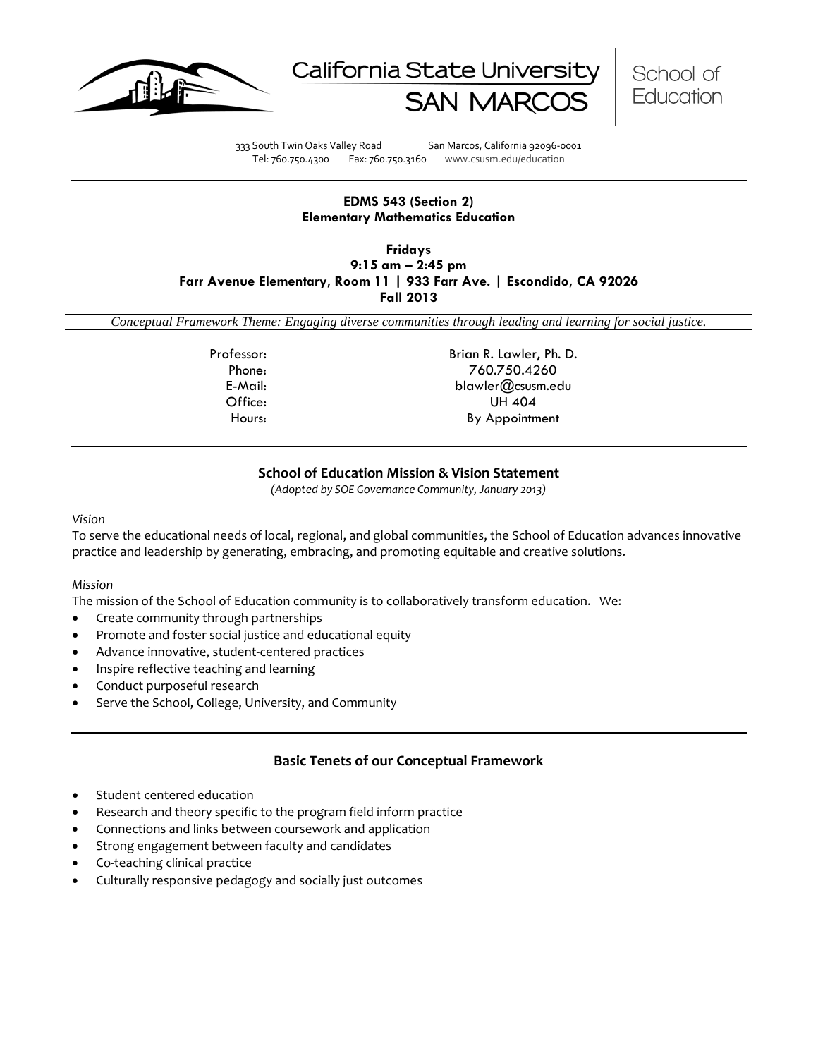California State University SAN MARCOS | School of Education

333 South Twin Oaks Valley Road San Marcos, California 92096-0001
Tel: 760.750.4300 Fax: 760.750.3160 www.csusm.edu/education

**EDMS 543 (Section 2)**
**Elementary Mathematics Education**

**Fridays**
**9:15 am – 2:45 pm**
**Farr Avenue Elementary, Room 11 | 933 Farr Ave. | Escondido, CA 92026**
**Fall 2013**

*Conceptual Framework Theme: Engaging diverse communities through leading and learning for social justice.*

| | |
|---|---|
| Professor: | Brian R. Lawler, Ph. D. |
| Phone: | 760.750.4260 |
| E-Mail: | blawler@csusm.edu |
| Office: | UH 404 |
| Hours: | By Appointment |

## School of Education Mission & Vision Statement

*(Adopted by SOE Governance Community, January 2013)*

*Vision*

To serve the educational needs of local, regional, and global communities, the School of Education advances innovative practice and leadership by generating, embracing, and promoting equitable and creative solutions.

*Mission*

The mission of the School of Education community is to collaboratively transform education. We:

- Create community through partnerships
- Promote and foster social justice and educational equity
- Advance innovative, student-centered practices
- Inspire reflective teaching and learning
- Conduct purposeful research
- Serve the School, College, University, and Community

## Basic Tenets of our Conceptual Framework

- Student centered education
- Research and theory specific to the program field inform practice
- Connections and links between coursework and application
- Strong engagement between faculty and candidates
- Co-teaching clinical practice
- Culturally responsive pedagogy and socially just outcomes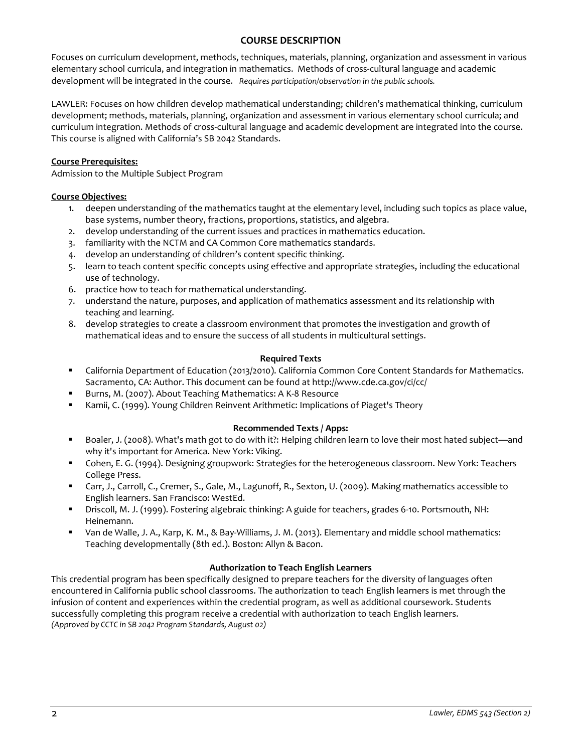## COURSE DESCRIPTION

Focuses on curriculum development, methods, techniques, materials, planning, organization and assessment in various elementary school curricula, and integration in mathematics. Methods of cross-cultural language and academic development will be integrated in the course. *Requires participation/observation in the public schools.*

LAWLER: Focuses on how children develop mathematical understanding; children's mathematical thinking, curriculum development; methods, materials, planning, organization and assessment in various elementary school curricula; and curriculum integration. Methods of cross-cultural language and academic development are integrated into the course. This course is aligned with California's SB 2042 Standards.

**Course Prerequisites:**

Admission to the Multiple Subject Program

**Course Objectives:**

1. deepen understanding of the mathematics taught at the elementary level, including such topics as place value, base systems, number theory, fractions, proportions, statistics, and algebra.
2. develop understanding of the current issues and practices in mathematics education.
3. familiarity with the NCTM and CA Common Core mathematics standards.
4. develop an understanding of children's content specific thinking.
5. learn to teach content specific concepts using effective and appropriate strategies, including the educational use of technology.
6. practice how to teach for mathematical understanding.
7. understand the nature, purposes, and application of mathematics assessment and its relationship with teaching and learning.
8. develop strategies to create a classroom environment that promotes the investigation and growth of mathematical ideas and to ensure the success of all students in multicultural settings.

### Required Texts

- California Department of Education (2013/2010). California Common Core Content Standards for Mathematics. Sacramento, CA: Author. This document can be found at http://www.cde.ca.gov/ci/cc/
- Burns, M. (2007). About Teaching Mathematics: A K-8 Resource
- Kamii, C. (1999). Young Children Reinvent Arithmetic: Implications of Piaget's Theory

### Recommended Texts / Apps:

- Boaler, J. (2008). What's math got to do with it?: Helping children learn to love their most hated subject—and why it's important for America. New York: Viking.
- Cohen, E. G. (1994). Designing groupwork: Strategies for the heterogeneous classroom. New York: Teachers College Press.
- Carr, J., Carroll, C., Cremer, S., Gale, M., Lagunoff, R., Sexton, U. (2009). Making mathematics accessible to English learners. San Francisco: WestEd.
- Driscoll, M. J. (1999). Fostering algebraic thinking: A guide for teachers, grades 6-10. Portsmouth, NH: Heinemann.
- Van de Walle, J. A., Karp, K. M., & Bay-Williams, J. M. (2013). Elementary and middle school mathematics: Teaching developmentally (8th ed.). Boston: Allyn & Bacon.

### Authorization to Teach English Learners

This credential program has been specifically designed to prepare teachers for the diversity of languages often encountered in California public school classrooms. The authorization to teach English learners is met through the infusion of content and experiences within the credential program, as well as additional coursework. Students successfully completing this program receive a credential with authorization to teach English learners.
*(Approved by CCTC in SB 2042 Program Standards, August 02)*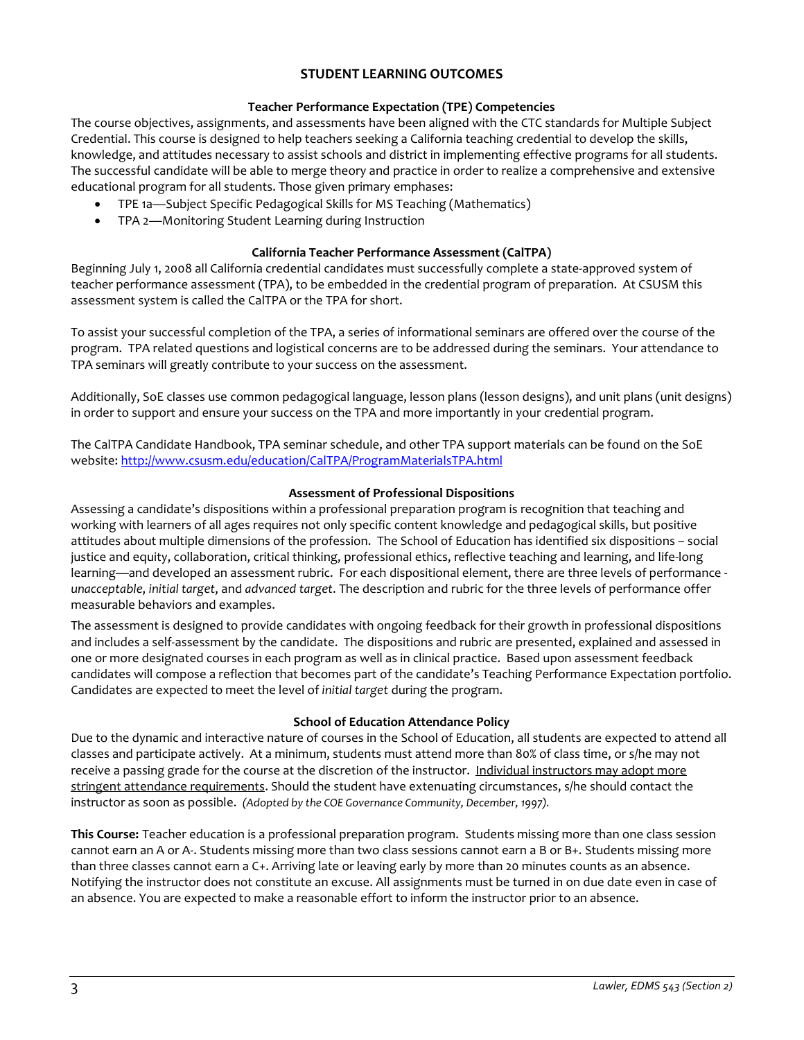## STUDENT LEARNING OUTCOMES

### Teacher Performance Expectation (TPE) Competencies

The course objectives, assignments, and assessments have been aligned with the CTC standards for Multiple Subject Credential. This course is designed to help teachers seeking a California teaching credential to develop the skills, knowledge, and attitudes necessary to assist schools and district in implementing effective programs for all students. The successful candidate will be able to merge theory and practice in order to realize a comprehensive and extensive educational program for all students. Those given primary emphases:

- TPE 1a—Subject Specific Pedagogical Skills for MS Teaching (Mathematics)
- TPA 2—Monitoring Student Learning during Instruction

### California Teacher Performance Assessment (CalTPA)

Beginning July 1, 2008 all California credential candidates must successfully complete a state-approved system of teacher performance assessment (TPA), to be embedded in the credential program of preparation. At CSUSM this assessment system is called the CalTPA or the TPA for short.

To assist your successful completion of the TPA, a series of informational seminars are offered over the course of the program. TPA related questions and logistical concerns are to be addressed during the seminars. Your attendance to TPA seminars will greatly contribute to your success on the assessment.

Additionally, SoE classes use common pedagogical language, lesson plans (lesson designs), and unit plans (unit designs) in order to support and ensure your success on the TPA and more importantly in your credential program.

The CalTPA Candidate Handbook, TPA seminar schedule, and other TPA support materials can be found on the SoE website: [http://www.csusm.edu/education/CalTPA/ProgramMaterialsTPA.html](http://www.csusm.edu/education/CalTPA/ProgramMaterialsTPA.html)

### Assessment of Professional Dispositions

Assessing a candidate's dispositions within a professional preparation program is recognition that teaching and working with learners of all ages requires not only specific content knowledge and pedagogical skills, but positive attitudes about multiple dimensions of the profession. The School of Education has identified six dispositions – social justice and equity, collaboration, critical thinking, professional ethics, reflective teaching and learning, and life-long learning—and developed an assessment rubric. For each dispositional element, there are three levels of performance - *unacceptable*, *initial target*, and *advanced target*. The description and rubric for the three levels of performance offer measurable behaviors and examples.

The assessment is designed to provide candidates with ongoing feedback for their growth in professional dispositions and includes a self-assessment by the candidate. The dispositions and rubric are presented, explained and assessed in one or more designated courses in each program as well as in clinical practice. Based upon assessment feedback candidates will compose a reflection that becomes part of the candidate's Teaching Performance Expectation portfolio. Candidates are expected to meet the level of *initial target* during the program.

### School of Education Attendance Policy

Due to the dynamic and interactive nature of courses in the School of Education, all students are expected to attend all classes and participate actively. At a minimum, students must attend more than 80% of class time, or s/he may not receive a passing grade for the course at the discretion of the instructor. <u>Individual instructors may adopt more stringent attendance requirements</u>. Should the student have extenuating circumstances, s/he should contact the instructor as soon as possible. *(Adopted by the COE Governance Community, December, 1997).*

**This Course:** Teacher education is a professional preparation program. Students missing more than one class session cannot earn an A or A-. Students missing more than two class sessions cannot earn a B or B+. Students missing more than three classes cannot earn a C+. Arriving late or leaving early by more than 20 minutes counts as an absence. Notifying the instructor does not constitute an excuse. All assignments must be turned in on due date even in case of an absence. You are expected to make a reasonable effort to inform the instructor prior to an absence.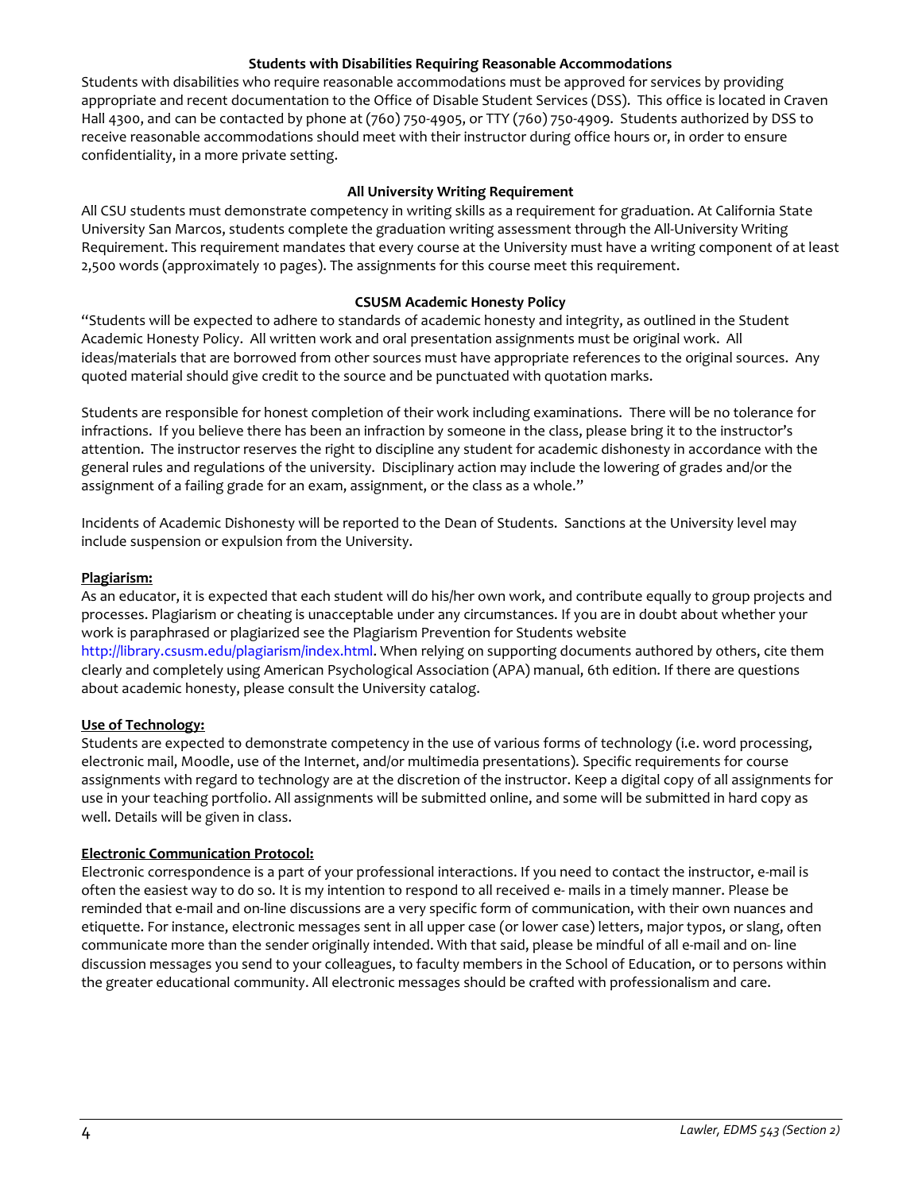### Students with Disabilities Requiring Reasonable Accommodations

Students with disabilities who require reasonable accommodations must be approved for services by providing appropriate and recent documentation to the Office of Disable Student Services (DSS). This office is located in Craven Hall 4300, and can be contacted by phone at (760) 750-4905, or TTY (760) 750-4909. Students authorized by DSS to receive reasonable accommodations should meet with their instructor during office hours or, in order to ensure confidentiality, in a more private setting.

### All University Writing Requirement

All CSU students must demonstrate competency in writing skills as a requirement for graduation. At California State University San Marcos, students complete the graduation writing assessment through the All-University Writing Requirement. This requirement mandates that every course at the University must have a writing component of at least 2,500 words (approximately 10 pages). The assignments for this course meet this requirement.

### CSUSM Academic Honesty Policy

"Students will be expected to adhere to standards of academic honesty and integrity, as outlined in the Student Academic Honesty Policy. All written work and oral presentation assignments must be original work. All ideas/materials that are borrowed from other sources must have appropriate references to the original sources. Any quoted material should give credit to the source and be punctuated with quotation marks.

Students are responsible for honest completion of their work including examinations. There will be no tolerance for infractions. If you believe there has been an infraction by someone in the class, please bring it to the instructor's attention. The instructor reserves the right to discipline any student for academic dishonesty in accordance with the general rules and regulations of the university. Disciplinary action may include the lowering of grades and/or the assignment of a failing grade for an exam, assignment, or the class as a whole."

Incidents of Academic Dishonesty will be reported to the Dean of Students. Sanctions at the University level may include suspension or expulsion from the University.

**Plagiarism:**

As an educator, it is expected that each student will do his/her own work, and contribute equally to group projects and processes. Plagiarism or cheating is unacceptable under any circumstances. If you are in doubt about whether your work is paraphrased or plagiarized see the Plagiarism Prevention for Students website http://library.csusm.edu/plagiarism/index.html. When relying on supporting documents authored by others, cite them clearly and completely using American Psychological Association (APA) manual, 6th edition. If there are questions about academic honesty, please consult the University catalog.

**Use of Technology:**

Students are expected to demonstrate competency in the use of various forms of technology (i.e. word processing, electronic mail, Moodle, use of the Internet, and/or multimedia presentations). Specific requirements for course assignments with regard to technology are at the discretion of the instructor. Keep a digital copy of all assignments for use in your teaching portfolio. All assignments will be submitted online, and some will be submitted in hard copy as well. Details will be given in class.

**Electronic Communication Protocol:**

Electronic correspondence is a part of your professional interactions. If you need to contact the instructor, e-mail is often the easiest way to do so. It is my intention to respond to all received e- mails in a timely manner. Please be reminded that e-mail and on-line discussions are a very specific form of communication, with their own nuances and etiquette. For instance, electronic messages sent in all upper case (or lower case) letters, major typos, or slang, often communicate more than the sender originally intended. With that said, please be mindful of all e-mail and on- line discussion messages you send to your colleagues, to faculty members in the School of Education, or to persons within the greater educational community. All electronic messages should be crafted with professionalism and care.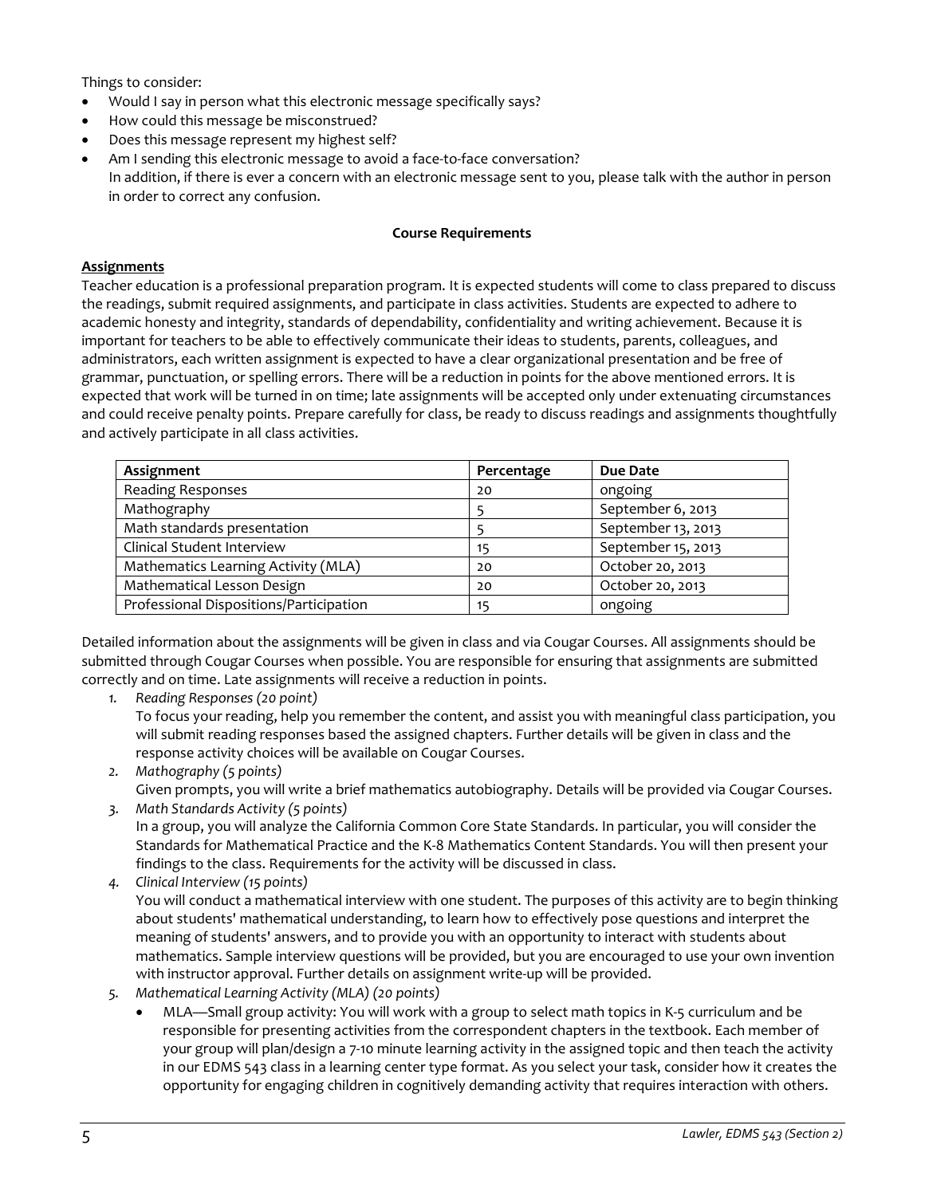Things to consider:

- Would I say in person what this electronic message specifically says?
- How could this message be misconstrued?
- Does this message represent my highest self?
- Am I sending this electronic message to avoid a face-to-face conversation?
  In addition, if there is ever a concern with an electronic message sent to you, please talk with the author in person in order to correct any confusion.

**Course Requirements**

**Assignments**

Teacher education is a professional preparation program. It is expected students will come to class prepared to discuss the readings, submit required assignments, and participate in class activities. Students are expected to adhere to academic honesty and integrity, standards of dependability, confidentiality and writing achievement. Because it is important for teachers to be able to effectively communicate their ideas to students, parents, colleagues, and administrators, each written assignment is expected to have a clear organizational presentation and be free of grammar, punctuation, or spelling errors. There will be a reduction in points for the above mentioned errors. It is expected that work will be turned in on time; late assignments will be accepted only under extenuating circumstances and could receive penalty points. Prepare carefully for class, be ready to discuss readings and assignments thoughtfully and actively participate in all class activities.

| Assignment | Percentage | Due Date |
|---|---|---|
| Reading Responses | 20 | ongoing |
| Mathography | 5 | September 6, 2013 |
| Math standards presentation | 5 | September 13, 2013 |
| Clinical Student Interview | 15 | September 15, 2013 |
| Mathematics Learning Activity (MLA) | 20 | October 20, 2013 |
| Mathematical Lesson Design | 20 | October 20, 2013 |
| Professional Dispositions/Participation | 15 | ongoing |

Detailed information about the assignments will be given in class and via Cougar Courses. All assignments should be submitted through Cougar Courses when possible. You are responsible for ensuring that assignments are submitted correctly and on time. Late assignments will receive a reduction in points.

1. *Reading Responses (20 point)*
   To focus your reading, help you remember the content, and assist you with meaningful class participation, you will submit reading responses based the assigned chapters. Further details will be given in class and the response activity choices will be available on Cougar Courses.
2. *Mathography (5 points)*
   Given prompts, you will write a brief mathematics autobiography. Details will be provided via Cougar Courses.
3. *Math Standards Activity (5 points)*
   In a group, you will analyze the California Common Core State Standards. In particular, you will consider the Standards for Mathematical Practice and the K-8 Mathematics Content Standards. You will then present your findings to the class. Requirements for the activity will be discussed in class.
4. *Clinical Interview (15 points)*
   You will conduct a mathematical interview with one student. The purposes of this activity are to begin thinking about students' mathematical understanding, to learn how to effectively pose questions and interpret the meaning of students' answers, and to provide you with an opportunity to interact with students about mathematics. Sample interview questions will be provided, but you are encouraged to use your own invention with instructor approval. Further details on assignment write-up will be provided.
5. *Mathematical Learning Activity (MLA) (20 points)*
   - MLA—Small group activity: You will work with a group to select math topics in K-5 curriculum and be responsible for presenting activities from the correspondent chapters in the textbook. Each member of your group will plan/design a 7-10 minute learning activity in the assigned topic and then teach the activity in our EDMS 543 class in a learning center type format. As you select your task, consider how it creates the opportunity for engaging children in cognitively demanding activity that requires interaction with others.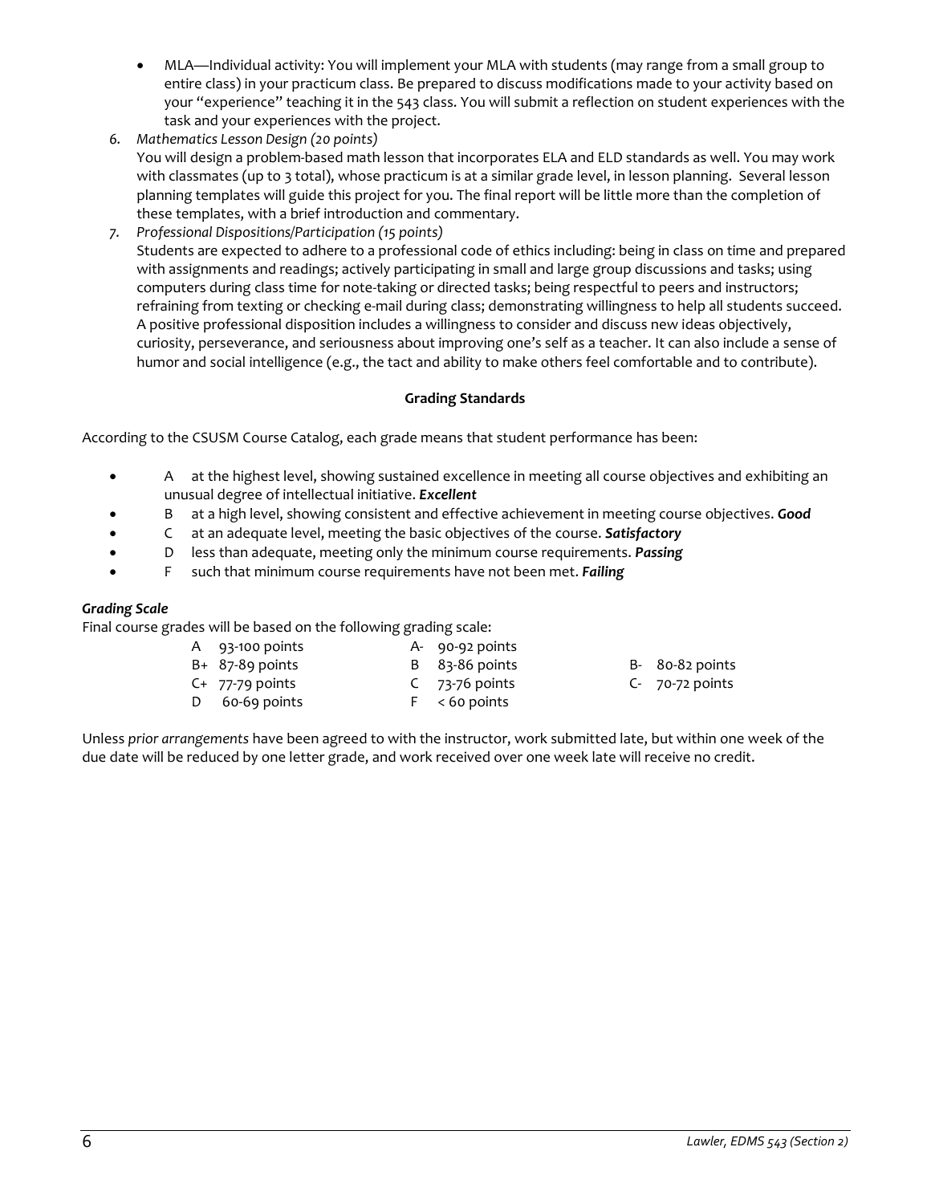- MLA—Individual activity: You will implement your MLA with students (may range from a small group to entire class) in your practicum class. Be prepared to discuss modifications made to your activity based on your "experience" teaching it in the 543 class. You will submit a reflection on student experiences with the task and your experiences with the project.

6. *Mathematics Lesson Design (20 points)*
   You will design a problem-based math lesson that incorporates ELA and ELD standards as well. You may work with classmates (up to 3 total), whose practicum is at a similar grade level, in lesson planning. Several lesson planning templates will guide this project for you. The final report will be little more than the completion of these templates, with a brief introduction and commentary.
7. *Professional Dispositions/Participation (15 points)*
   Students are expected to adhere to a professional code of ethics including: being in class on time and prepared with assignments and readings; actively participating in small and large group discussions and tasks; using computers during class time for note-taking or directed tasks; being respectful to peers and instructors; refraining from texting or checking e-mail during class; demonstrating willingness to help all students succeed. A positive professional disposition includes a willingness to consider and discuss new ideas objectively, curiosity, perseverance, and seriousness about improving one's self as a teacher. It can also include a sense of humor and social intelligence (e.g., the tact and ability to make others feel comfortable and to contribute).

**Grading Standards**

According to the CSUSM Course Catalog, each grade means that student performance has been:

- A at the highest level, showing sustained excellence in meeting all course objectives and exhibiting an unusual degree of intellectual initiative. ***Excellent***
- B at a high level, showing consistent and effective achievement in meeting course objectives. ***Good***
- C at an adequate level, meeting the basic objectives of the course. ***Satisfactory***
- D less than adequate, meeting only the minimum course requirements. ***Passing***
- F such that minimum course requirements have not been met. ***Failing***

***Grading Scale***

Final course grades will be based on the following grading scale:

| | | |
|---|---|---|
| A 93-100 points | A- 90-92 points | |
| B+ 87-89 points | B 83-86 points | B- 80-82 points |
| C+ 77-79 points | C 73-76 points | C- 70-72 points |
| D 60-69 points | F < 60 points | |

Unless *prior arrangements* have been agreed to with the instructor, work submitted late, but within one week of the due date will be reduced by one letter grade, and work received over one week late will receive no credit.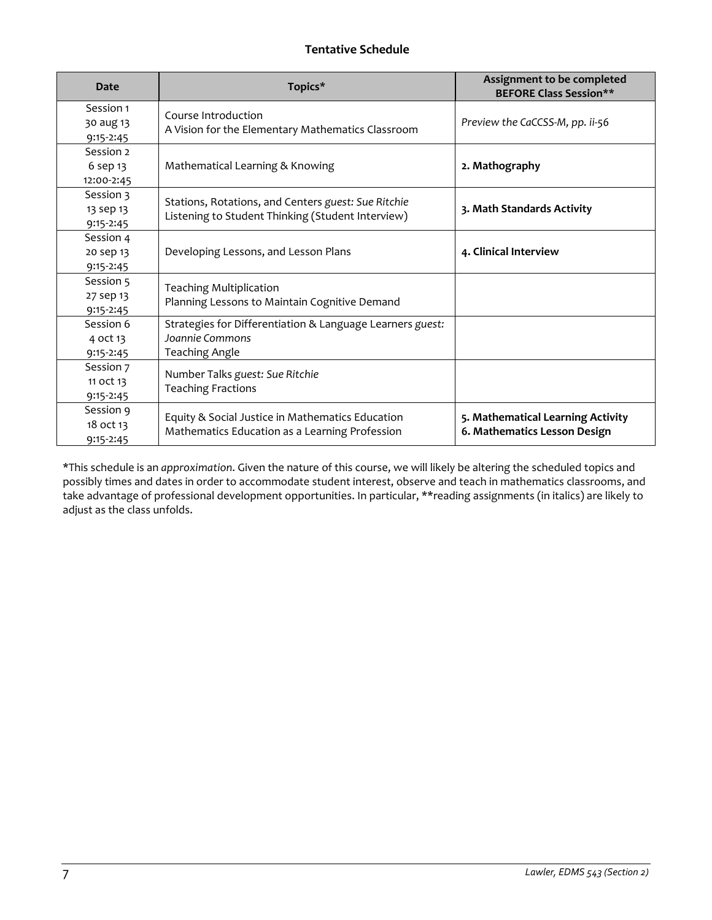**Tentative Schedule**

| Date | Topics* | Assignment to be completed **BEFORE Class Session**** |
|---|---|---|
| Session 1<br>30 aug 13<br>9:15-2:45 | Course Introduction<br>A Vision for the Elementary Mathematics Classroom | *Preview the CaCCSS-M, pp. ii-56* |
| Session 2<br>6 sep 13<br>12:00-2:45 | Mathematical Learning & Knowing | **2. Mathography** |
| Session 3<br>13 sep 13<br>9:15-2:45 | Stations, Rotations, and Centers *guest: Sue Ritchie*<br>Listening to Student Thinking (Student Interview) | **3. Math Standards Activity** |
| Session 4<br>20 sep 13<br>9:15-2:45 | Developing Lessons, and Lesson Plans | **4. Clinical Interview** |
| Session 5<br>27 sep 13<br>9:15-2:45 | Teaching Multiplication<br>Planning Lessons to Maintain Cognitive Demand | |
| Session 6<br>4 oct 13<br>9:15-2:45 | Strategies for Differentiation & Language Learners *guest: Joannie Commons*<br>Teaching Angle | |
| Session 7<br>11 oct 13<br>9:15-2:45 | Number Talks *guest: Sue Ritchie*<br>Teaching Fractions | |
| Session 9<br>18 oct 13<br>9:15-2:45 | Equity & Social Justice in Mathematics Education<br>Mathematics Education as a Learning Profession | **5. Mathematical Learning Activity**<br>**6. Mathematics Lesson Design** |

*This schedule is an *approximation*. Given the nature of this course, we will likely be altering the scheduled topics and possibly times and dates in order to accommodate student interest, observe and teach in mathematics classrooms, and take advantage of professional development opportunities. In particular, **reading assignments (in italics) are likely to adjust as the class unfolds.